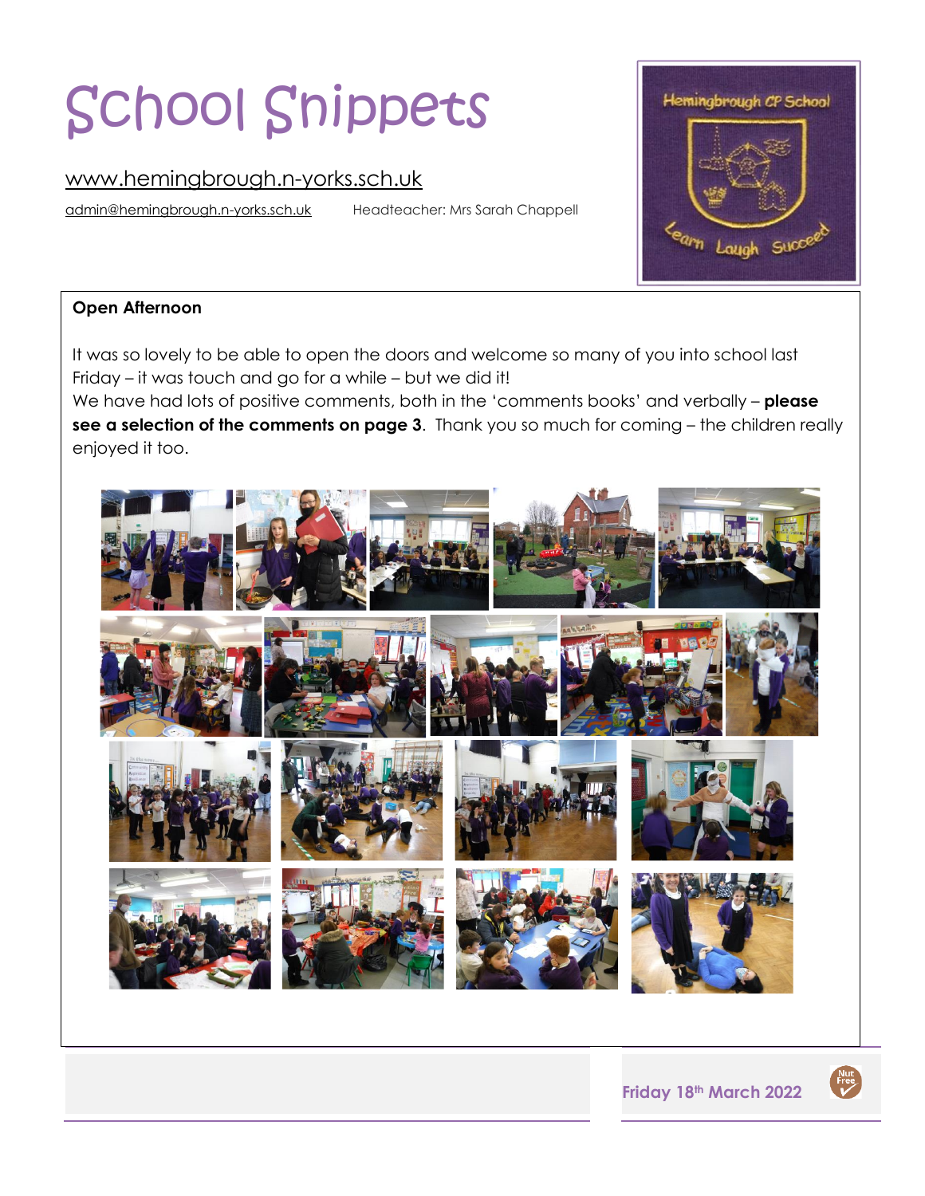# School Snippets

www.hemingbrough.n-yorks.sch.uk

admin@hemingbrough.n-yorks.sch.uk Headteacher: Mrs Sarah Chappell

Hemingbrough CP School

Learn Laugh Succeed

**Open Afternoon**

It was so lovely to be able to open the doors and welcome so many of you into school last Friday – it was touch and go for a while – but we did it!

We have had lots of positive comments, both in the 'comments books' and verbally – **please see a selection of the comments on page 3**. Thank you so much for coming – the children really enjoyed it too.

Friday 18th March 2022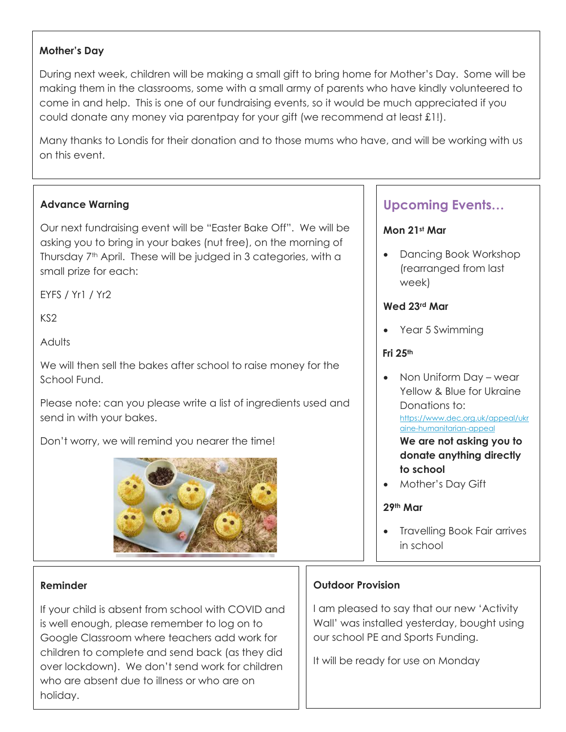## Mother's Day

During next week, children will be making a small gift to bring home for Mother's Day. Some will be making them in the classrooms, some with a small army of parents who have kindly volunteered to come in and help. This is one of our fundraising events, so it would be much appreciated if you could donate any money via parentpay for your gift (we recommend at least £1!).

Many thanks to Londis for their donation and to those mums who have, and will be working with us on this event.

## Advance Warning

Our next fundraising event will be "Easter Bake Off". We will be asking you to bring in your bakes (nut free), on the morning of Thursday 7th April. These will be judged in 3 categories, with a small prize for each:

EYFS / Yr1 / Yr2

KS2

Adults

We will then sell the bakes after school to raise money for the School Fund.

Please note: can you please write a list of ingredients used and send in with your bakes.

Don't worry, we will remind you nearer the time!

## Upcoming Events…

**Mon 21st Mar**

- Dancing Book Workshop (rearranged from last week)

**Wed 23rd Mar**

- Year 5 Swimming

**Fri 25th**

- Non Uniform Day – wear Yellow & Blue for Ukraine Donations to: https://www.dec.org.uk/appeal/ukraine-humanitarian-appeal

  **We are not asking you to donate anything directly to school**
- Mother's Day Gift

**29th Mar**

- Travelling Book Fair arrives in school

## Reminder

If your child is absent from school with COVID and is well enough, please remember to log on to Google Classroom where teachers add work for children to complete and send back (as they did over lockdown). We don't send work for children who are absent due to illness or who are on holiday.

## Outdoor Provision

I am pleased to say that our new 'Activity Wall' was installed yesterday, bought using our school PE and Sports Funding.

It will be ready for use on Monday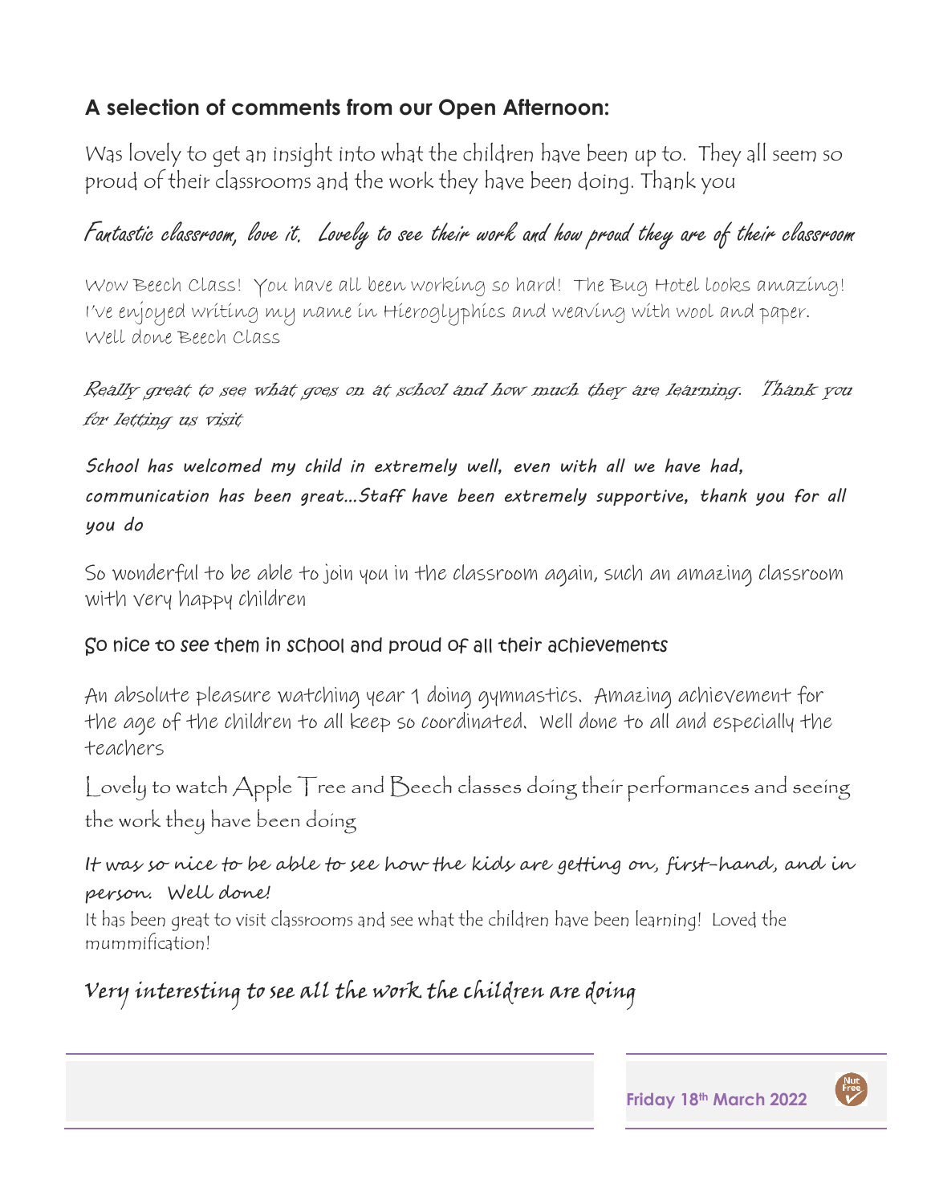## A selection of comments from our Open Afternoon:

Was lovely to get an insight into what the children have been up to. They all seem so proud of their classrooms and the work they have been doing. Thank you

Fantastic classroom, love it. Lovely to see their work and how proud they are of their classroom

Wow Beech Class! You have all been working so hard! The Bug Hotel looks amazing! I've enjoyed writing my name in Hieroglyphics and weaving with wool and paper. Well done Beech Class

*Really great to see what goes on at school and how much they are learning. Thank you for letting us visit*

***School has welcomed my child in extremely well, even with all we have had, communication has been great...Staff have been extremely supportive, thank you for all you do***

So wonderful to be able to join you in the classroom again, such an amazing classroom with very happy children

So nice to see them in school and proud of all their achievements

An absolute pleasure watching year 1 doing gymnastics. Amazing achievement for the age of the children to all keep so coordinated. Well done to all and especially the teachers

Lovely to watch Apple Tree and Beech classes doing their performances and seeing the work they have been doing

It was so nice to be able to see how the kids are getting on, first-hand, and in person. Well done!

It has been great to visit classrooms and see what the children have been learning! Loved the mummification!

*Very interesting to see all the work the children are doing*